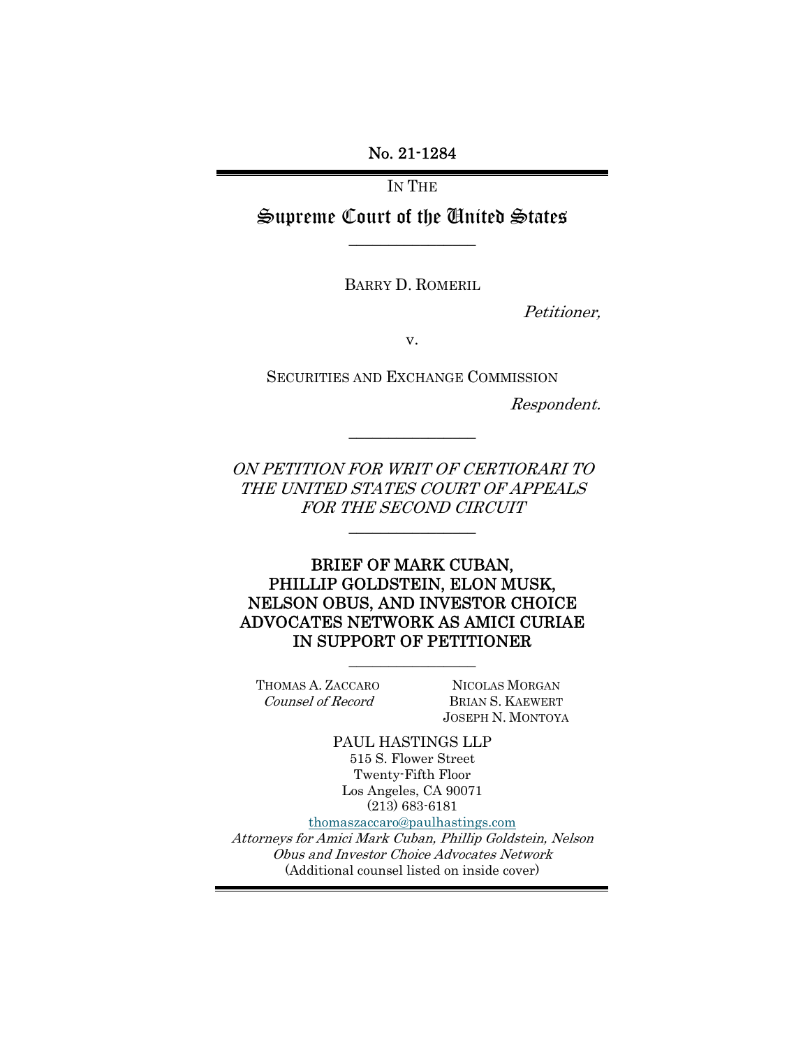No. 21-1284

IN THE

# Supreme Court of the United States

---

BARRY D. ROMERIL

*Petitioner,*

v.

SECURITIES AND EXCHANGE COMMISSION

*Respondent.*

---

*ON PETITION FOR WRIT OF CERTIORARI TO THE UNITED STATES COURT OF APPEALS FOR THE SECOND CIRCUIT*

---

## BRIEF OF MARK CUBAN, PHILLIP GOLDSTEIN, ELON MUSK, NELSON OBUS, AND INVESTOR CHOICE ADVOCATES NETWORK AS AMICI CURIAE IN SUPPORT OF PETITIONER

---

THOMAS A. ZACCARO
*Counsel of Record*

NICOLAS MORGAN
BRIAN S. KAEWERT
JOSEPH N. MONTOYA

PAUL HASTINGS LLP
515 S. Flower Street
Twenty-Fifth Floor
Los Angeles, CA 90071
(213) 683-6181
thomaszaccaro@paulhastings.com

*Attorneys for Amici Mark Cuban, Phillip Goldstein, Nelson Obus and Investor Choice Advocates Network*

(Additional counsel listed on inside cover)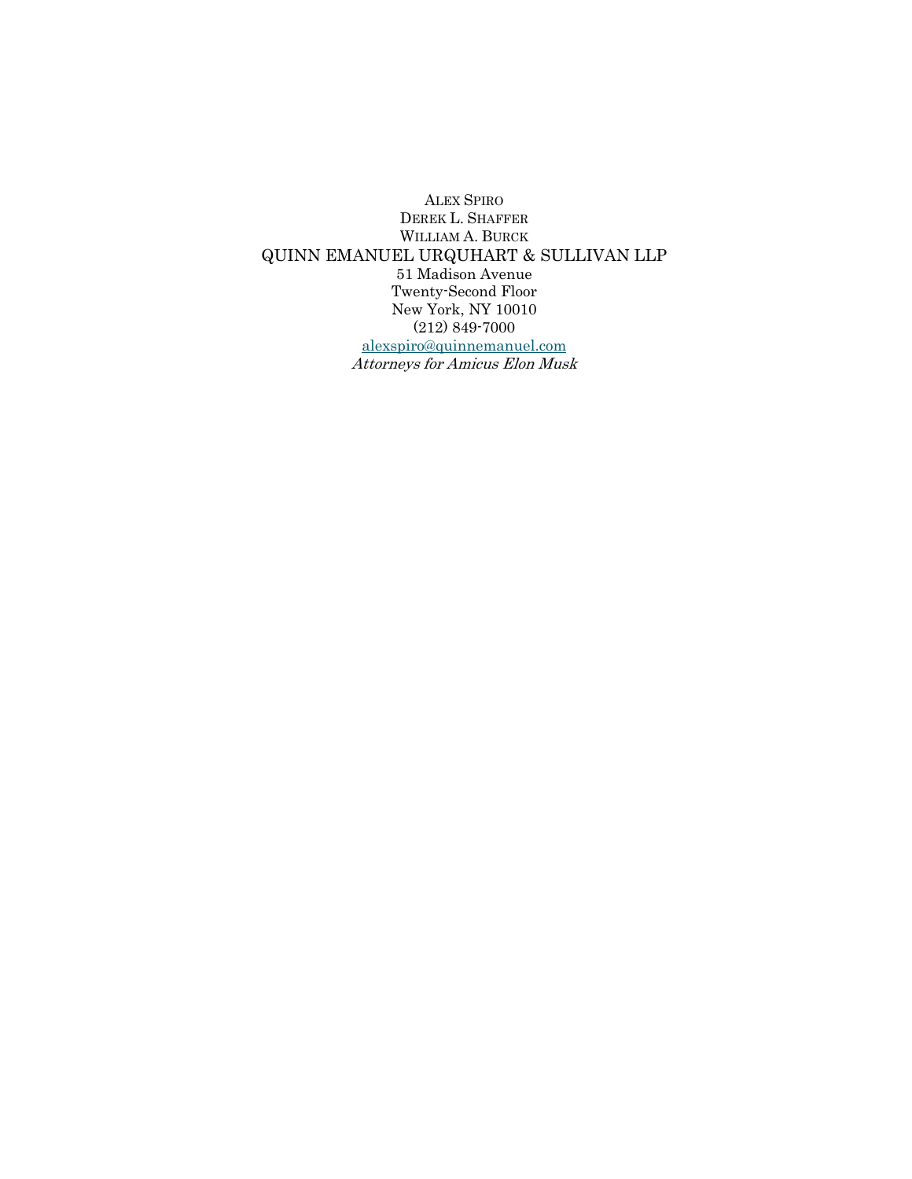ALEX SPIRO
DEREK L. SHAFFER
WILLIAM A. BURCK
QUINN EMANUEL URQUHART & SULLIVAN LLP
51 Madison Avenue
Twenty-Second Floor
New York, NY 10010
(212) 849-7000
alexspiro@quinnemanuel.com
*Attorneys for Amicus Elon Musk*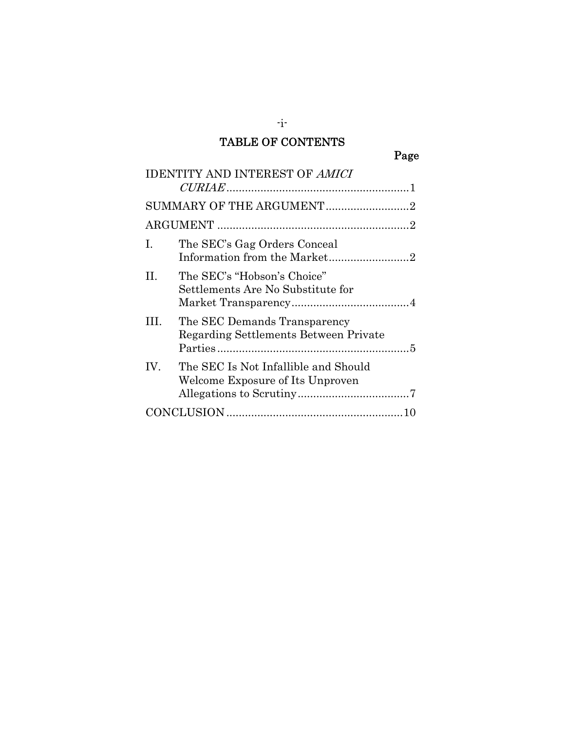# TABLE OF CONTENTS

| | | Page |
|---|---|---|
| IDENTITY AND INTEREST OF *AMICI CURIAE* | | 1 |
| SUMMARY OF THE ARGUMENT | | 2 |
| ARGUMENT | | 2 |
| I. | The SEC's Gag Orders Conceal Information from the Market | 2 |
| II. | The SEC's "Hobson's Choice" Settlements Are No Substitute for Market Transparency | 4 |
| III. | The SEC Demands Transparency Regarding Settlements Between Private Parties | 5 |
| IV. | The SEC Is Not Infallible and Should Welcome Exposure of Its Unproven Allegations to Scrutiny | 7 |
| CONCLUSION | | 10 |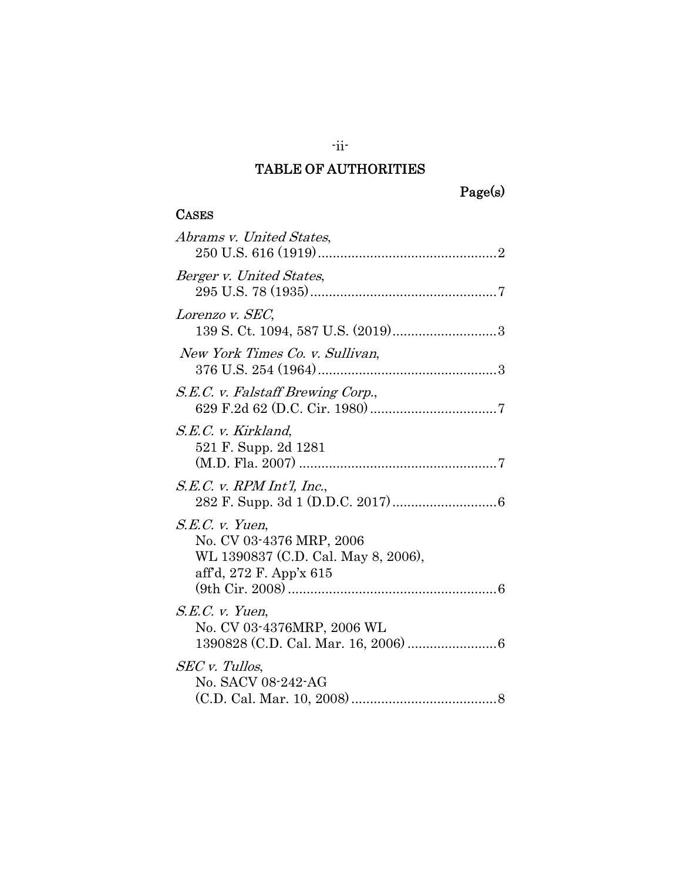# TABLE OF AUTHORITIES

Page(s)

**CASES**

*Abrams v. United States*,
250 U.S. 616 (1919) .......... 2

*Berger v. United States*,
295 U.S. 78 (1935) .......... 7

*Lorenzo v. SEC*,
139 S. Ct. 1094, 587 U.S. (2019) .......... 3

*New York Times Co. v. Sullivan*,
376 U.S. 254 (1964) .......... 3

*S.E.C. v. Falstaff Brewing Corp.*,
629 F.2d 62 (D.C. Cir. 1980) .......... 7

*S.E.C. v. Kirkland*,
521 F. Supp. 2d 1281
(M.D. Fla. 2007) .......... 7

*S.E.C. v. RPM Int'l, Inc.*,
282 F. Supp. 3d 1 (D.D.C. 2017) .......... 6

*S.E.C. v. Yuen*,
No. CV 03-4376 MRP, 2006
WL 1390837 (C.D. Cal. May 8, 2006),
aff'd, 272 F. App'x 615
(9th Cir. 2008) .......... 6

*S.E.C. v. Yuen*,
No. CV 03-4376MRP, 2006 WL
1390828 (C.D. Cal. Mar. 16, 2006) .......... 6

*SEC v. Tullos*,
No. SACV 08-242-AG
(C.D. Cal. Mar. 10, 2008) .......... 8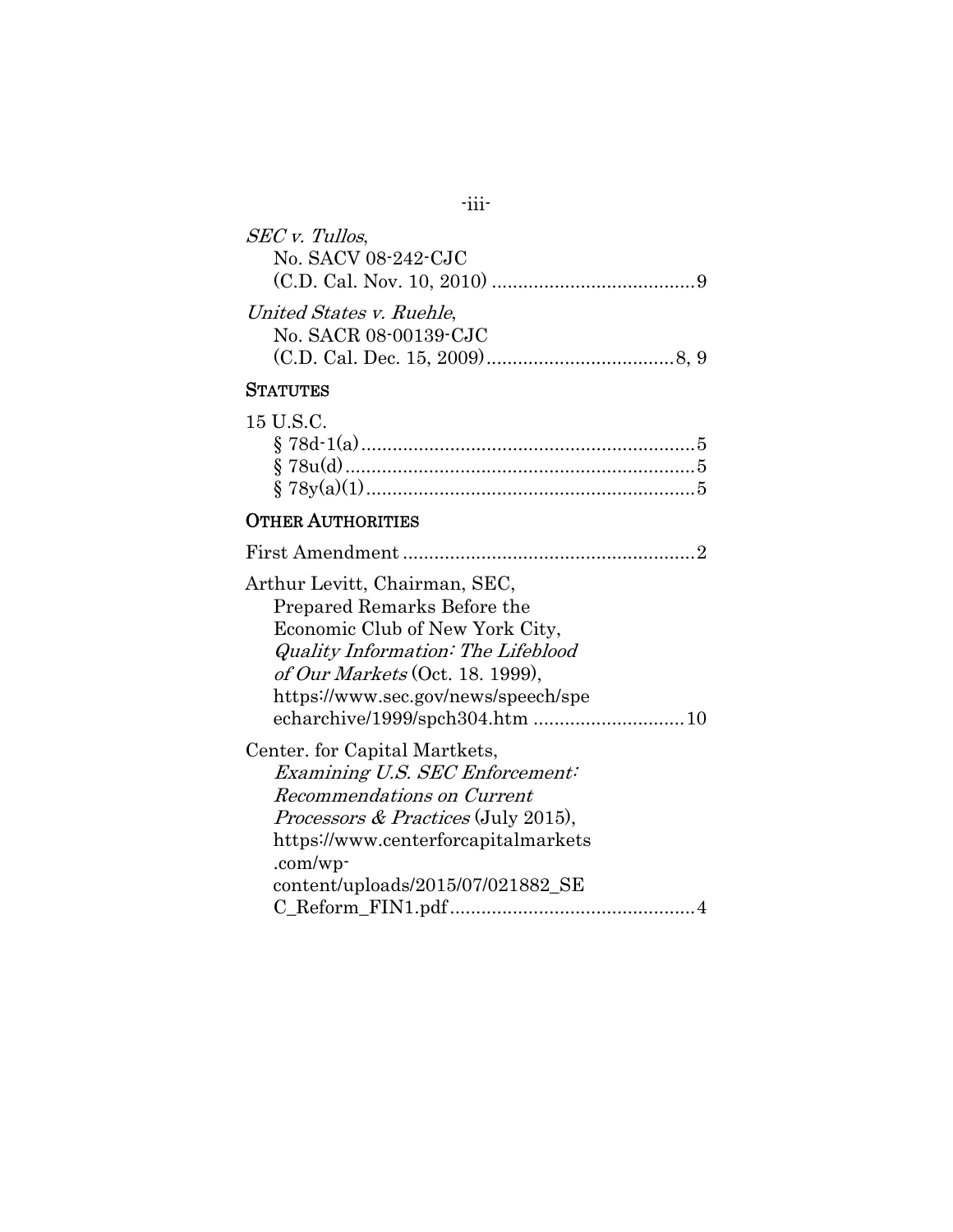*SEC v. Tullos*,
No. SACV 08-242-CJC
(C.D. Cal. Nov. 10, 2010) ....................................... 9

*United States v. Ruehle*,
No. SACR 08-00139-CJC
(C.D. Cal. Dec. 15, 2009).................................... 8, 9

**STATUTES**

15 U.S.C.
§ 78d-1(a)................................................................ 5
§ 78u(d)................................................................... 5
§ 78y(a)(1)............................................................... 5

**OTHER AUTHORITIES**

First Amendment ....................................................... 2

Arthur Levitt, Chairman, SEC, Prepared Remarks Before the Economic Club of New York City, *Quality Information: The Lifeblood of Our Markets* (Oct. 18. 1999), https://www.sec.gov/news/speech/speecharchive/1999/spch304.htm ............................ 10

Center. for Capital Martkets, *Examining U.S. SEC Enforcement: Recommendations on Current Processors & Practices* (July 2015), https://www.centerforcapitalmarkets.com/wp-content/uploads/2015/07/021882_SEC_Reform_FIN1.pdf .............................................. 4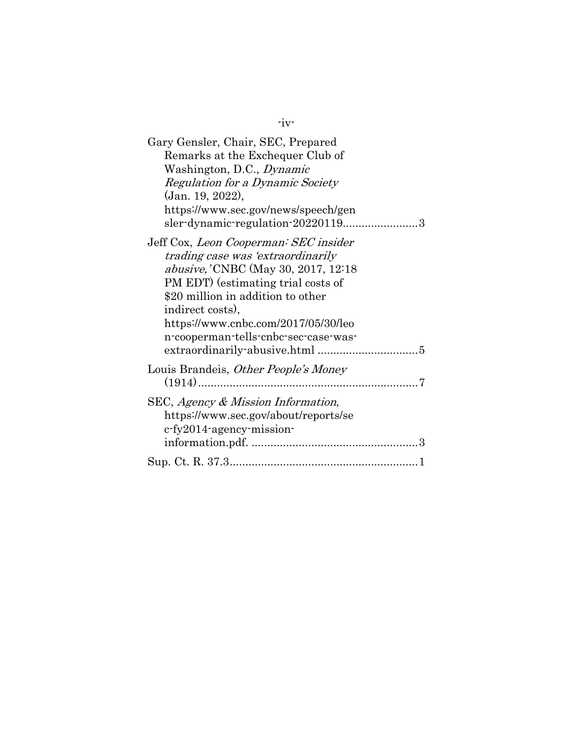Gary Gensler, Chair, SEC, Prepared Remarks at the Exchequer Club of Washington, D.C., *Dynamic Regulation for a Dynamic Society* (Jan. 19, 2022), https://www.sec.gov/news/speech/gensler-dynamic-regulation-20220119........................3

Jeff Cox, *Leon Cooperman: SEC insider trading case was 'extraordinarily abusive,'* CNBC (May 30, 2017, 12:18 PM EDT) (estimating trial costs of $20 million in addition to other indirect costs), https://www.cnbc.com/2017/05/30/leon-cooperman-tells-cnbc-sec-case-was-extraordinarily-abusive.html ................................5

Louis Brandeis, *Other People's Money* (1914)......................................................................7

SEC, *Agency & Mission Information*, https://www.sec.gov/about/reports/sec-fy2014-agency-mission-information.pdf. .....................................................3

Sup. Ct. R. 37.3...........................................................1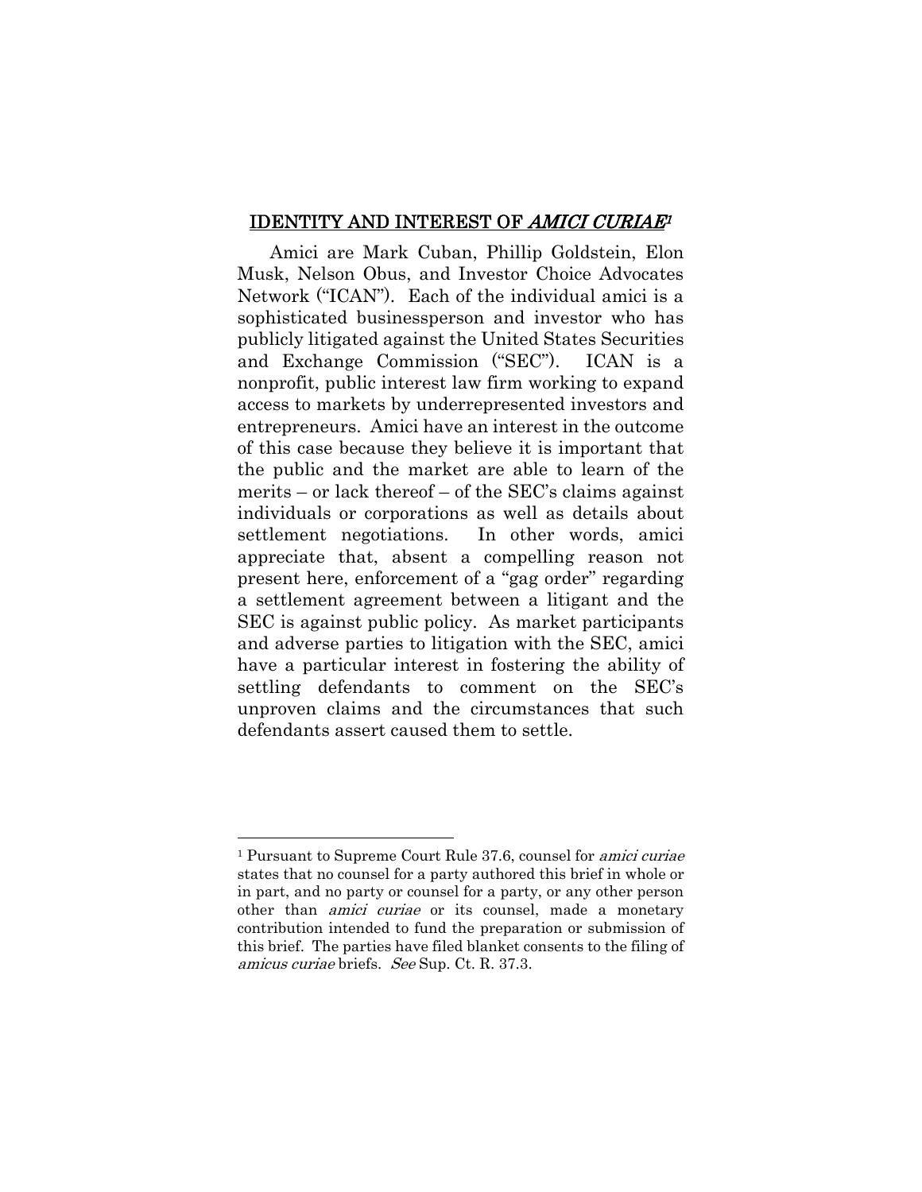## IDENTITY AND INTEREST OF *AMICI CURIAE*[1]

Amici are Mark Cuban, Phillip Goldstein, Elon Musk, Nelson Obus, and Investor Choice Advocates Network ("ICAN"). Each of the individual amici is a sophisticated businessperson and investor who has publicly litigated against the United States Securities and Exchange Commission ("SEC"). ICAN is a nonprofit, public interest law firm working to expand access to markets by underrepresented investors and entrepreneurs. Amici have an interest in the outcome of this case because they believe it is important that the public and the market are able to learn of the merits – or lack thereof – of the SEC's claims against individuals or corporations as well as details about settlement negotiations. In other words, amici appreciate that, absent a compelling reason not present here, enforcement of a "gag order" regarding a settlement agreement between a litigant and the SEC is against public policy. As market participants and adverse parties to litigation with the SEC, amici have a particular interest in fostering the ability of settling defendants to comment on the SEC's unproven claims and the circumstances that such defendants assert caused them to settle.

---

[1] Pursuant to Supreme Court Rule 37.6, counsel for *amici curiae* states that no counsel for a party authored this brief in whole or in part, and no party or counsel for a party, or any other person other than *amici curiae* or its counsel, made a monetary contribution intended to fund the preparation or submission of this brief. The parties have filed blanket consents to the filing of *amicus curiae* briefs. *See* Sup. Ct. R. 37.3.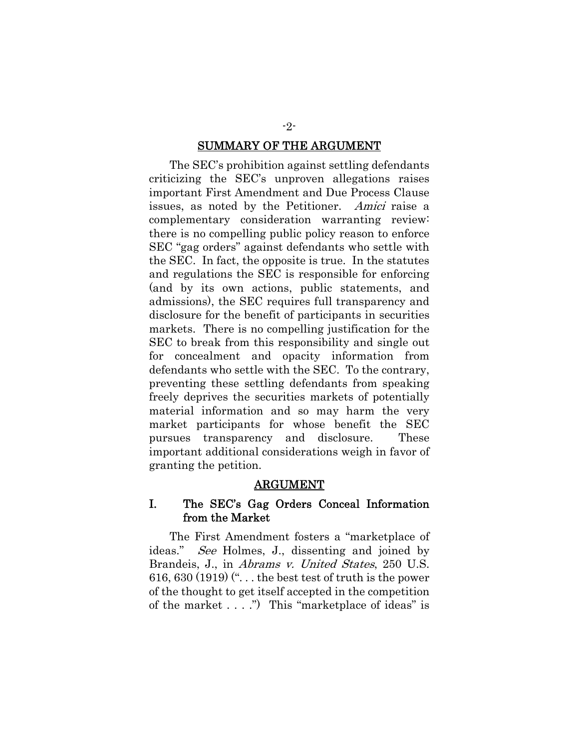## SUMMARY OF THE ARGUMENT

The SEC's prohibition against settling defendants criticizing the SEC's unproven allegations raises important First Amendment and Due Process Clause issues, as noted by the Petitioner. *Amici* raise a complementary consideration warranting review: there is no compelling public policy reason to enforce SEC "gag orders" against defendants who settle with the SEC. In fact, the opposite is true. In the statutes and regulations the SEC is responsible for enforcing (and by its own actions, public statements, and admissions), the SEC requires full transparency and disclosure for the benefit of participants in securities markets. There is no compelling justification for the SEC to break from this responsibility and single out for concealment and opacity information from defendants who settle with the SEC. To the contrary, preventing these settling defendants from speaking freely deprives the securities markets of potentially material information and so may harm the very market participants for whose benefit the SEC pursues transparency and disclosure. These important additional considerations weigh in favor of granting the petition.

## ARGUMENT

### I. The SEC's Gag Orders Conceal Information from the Market

The First Amendment fosters a "marketplace of ideas." *See* Holmes, J., dissenting and joined by Brandeis, J., in *Abrams v. United States*, 250 U.S. 616, 630 (1919) (". . . the best test of truth is the power of the thought to get itself accepted in the competition of the market . . . .") This "marketplace of ideas" is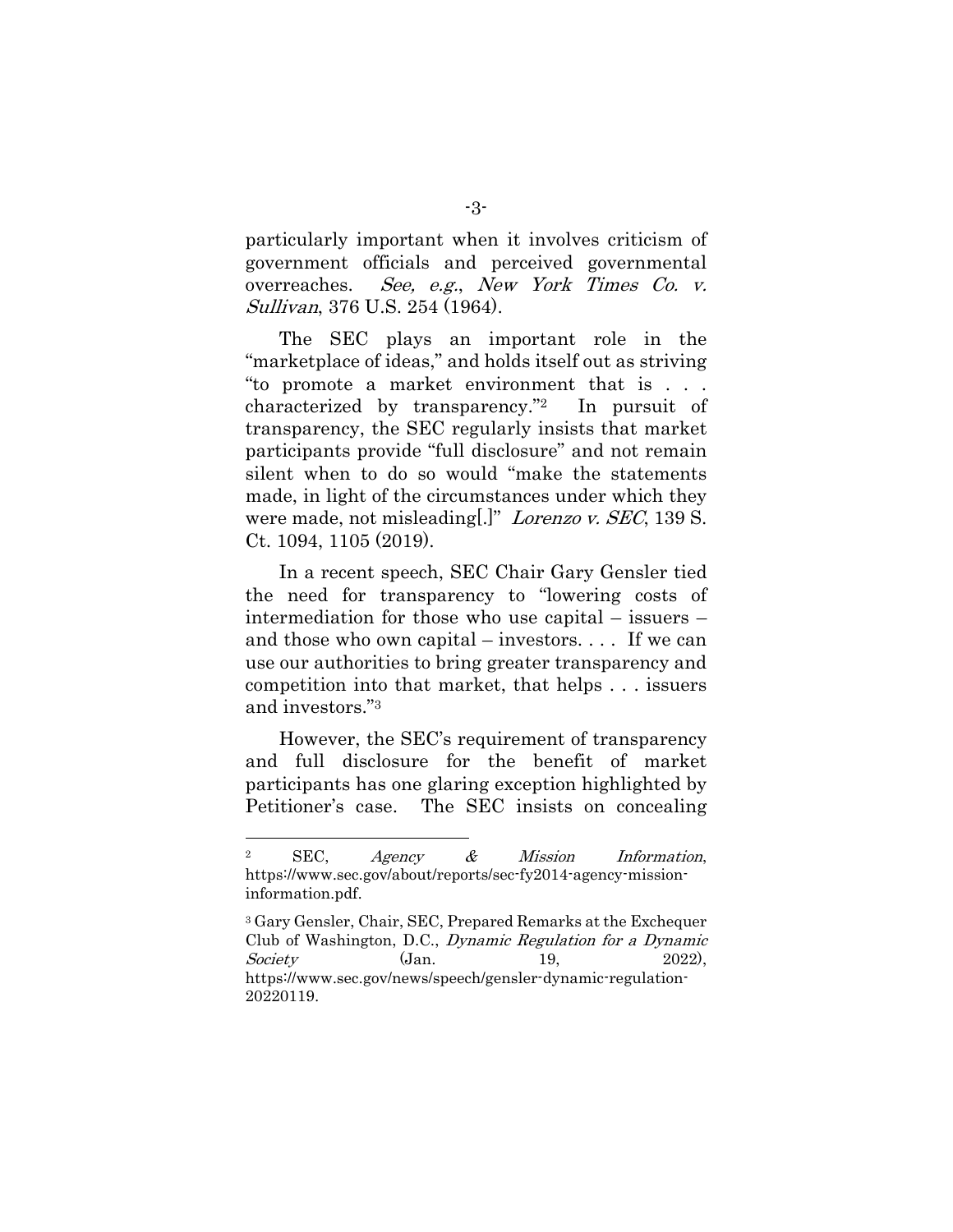particularly important when it involves criticism of government officials and perceived governmental overreaches. *See, e.g.*, *New York Times Co. v. Sullivan*, 376 U.S. 254 (1964).

The SEC plays an important role in the "marketplace of ideas," and holds itself out as striving "to promote a market environment that is . . . characterized by transparency."[2] In pursuit of transparency, the SEC regularly insists that market participants provide "full disclosure" and not remain silent when to do so would "make the statements made, in light of the circumstances under which they were made, not misleading[.]" *Lorenzo v. SEC*, 139 S. Ct. 1094, 1105 (2019).

In a recent speech, SEC Chair Gary Gensler tied the need for transparency to "lowering costs of intermediation for those who use capital – issuers – and those who own capital – investors. . . . If we can use our authorities to bring greater transparency and competition into that market, that helps . . . issuers and investors."[3]

However, the SEC's requirement of transparency and full disclosure for the benefit of market participants has one glaring exception highlighted by Petitioner's case. The SEC insists on concealing

---

[2] SEC, *Agency & Mission Information*, https://www.sec.gov/about/reports/sec-fy2014-agency-mission-information.pdf.

[3] Gary Gensler, Chair, SEC, Prepared Remarks at the Exchequer Club of Washington, D.C., *Dynamic Regulation for a Dynamic Society* (Jan. 19, 2022), https://www.sec.gov/news/speech/gensler-dynamic-regulation-20220119.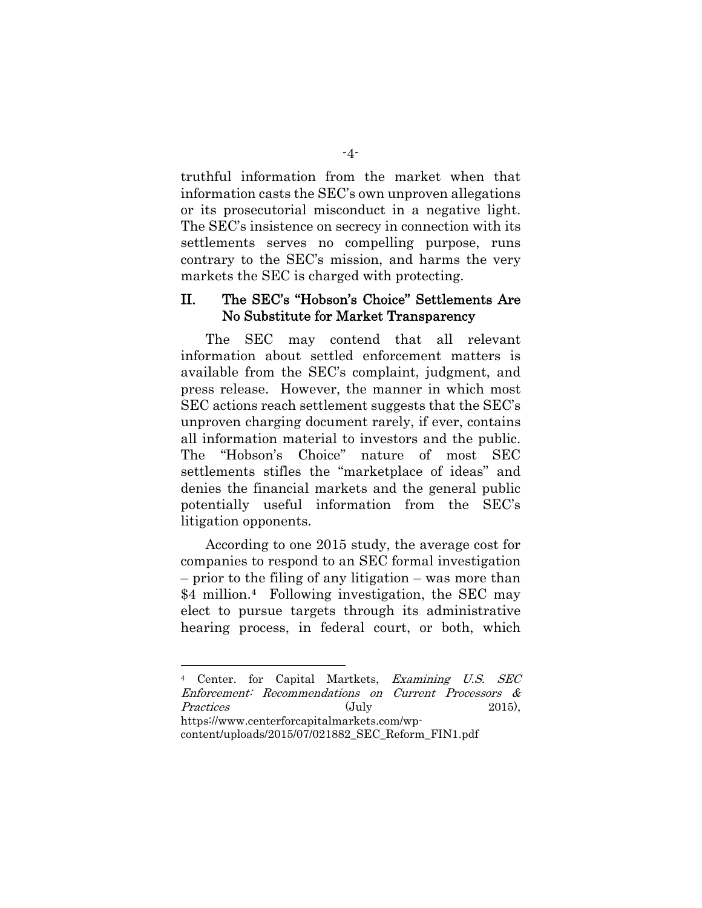truthful information from the market when that information casts the SEC's own unproven allegations or its prosecutorial misconduct in a negative light. The SEC's insistence on secrecy in connection with its settlements serves no compelling purpose, runs contrary to the SEC's mission, and harms the very markets the SEC is charged with protecting.

## II. The SEC's "Hobson's Choice" Settlements Are No Substitute for Market Transparency

The SEC may contend that all relevant information about settled enforcement matters is available from the SEC's complaint, judgment, and press release. However, the manner in which most SEC actions reach settlement suggests that the SEC's unproven charging document rarely, if ever, contains all information material to investors and the public. The "Hobson's Choice" nature of most SEC settlements stifles the "marketplace of ideas" and denies the financial markets and the general public potentially useful information from the SEC's litigation opponents.

According to one 2015 study, the average cost for companies to respond to an SEC formal investigation – prior to the filing of any litigation – was more than \$4 million.[4] Following investigation, the SEC may elect to pursue targets through its administrative hearing process, in federal court, or both, which

---

[4] Center. for Capital Martkets, *Examining U.S. SEC Enforcement: Recommendations on Current Processors & Practices* (July 2015), https://www.centerforcapitalmarkets.com/wp-content/uploads/2015/07/021882_SEC_Reform_FIN1.pdf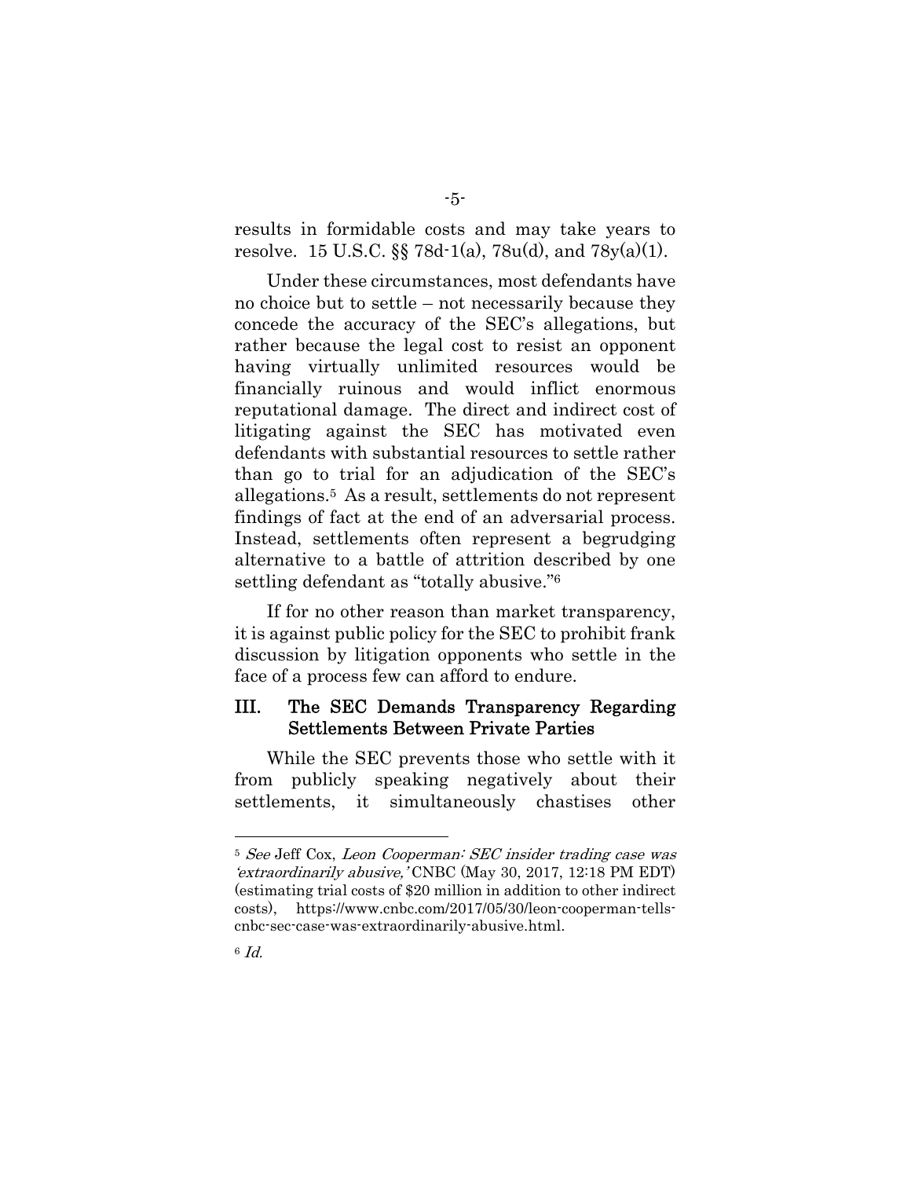results in formidable costs and may take years to resolve. 15 U.S.C. §§ 78d-1(a), 78u(d), and 78y(a)(1).

Under these circumstances, most defendants have no choice but to settle – not necessarily because they concede the accuracy of the SEC's allegations, but rather because the legal cost to resist an opponent having virtually unlimited resources would be financially ruinous and would inflict enormous reputational damage. The direct and indirect cost of litigating against the SEC has motivated even defendants with substantial resources to settle rather than go to trial for an adjudication of the SEC's allegations.[5] As a result, settlements do not represent findings of fact at the end of an adversarial process. Instead, settlements often represent a begrudging alternative to a battle of attrition described by one settling defendant as "totally abusive."[6]

If for no other reason than market transparency, it is against public policy for the SEC to prohibit frank discussion by litigation opponents who settle in the face of a process few can afford to endure.

## III. The SEC Demands Transparency Regarding Settlements Between Private Parties

While the SEC prevents those who settle with it from publicly speaking negatively about their settlements, it simultaneously chastises other

---

[5] *See* Jeff Cox, *Leon Cooperman: SEC insider trading case was 'extraordinarily abusive,'* CNBC (May 30, 2017, 12:18 PM EDT) (estimating trial costs of $20 million in addition to other indirect costs), https://www.cnbc.com/2017/05/30/leon-cooperman-tells-cnbc-sec-case-was-extraordinarily-abusive.html.

[6] *Id.*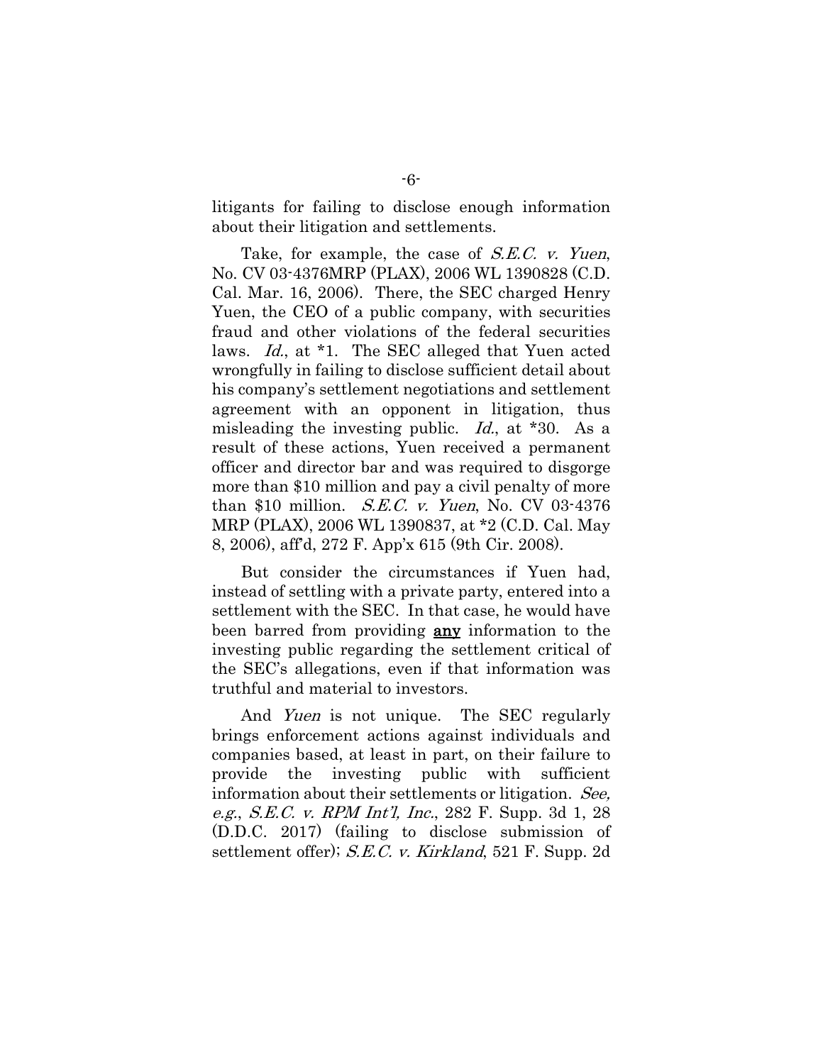litigants for failing to disclose enough information about their litigation and settlements.

Take, for example, the case of *S.E.C. v. Yuen*, No. CV 03-4376MRP (PLAX), 2006 WL 1390828 (C.D. Cal. Mar. 16, 2006). There, the SEC charged Henry Yuen, the CEO of a public company, with securities fraud and other violations of the federal securities laws. *Id.*, at *1. The SEC alleged that Yuen acted wrongfully in failing to disclose sufficient detail about his company's settlement negotiations and settlement agreement with an opponent in litigation, thus misleading the investing public. *Id.*, at *30. As a result of these actions, Yuen received a permanent officer and director bar and was required to disgorge more than $10 million and pay a civil penalty of more than $10 million. *S.E.C. v. Yuen*, No. CV 03-4376 MRP (PLAX), 2006 WL 1390837, at *2 (C.D. Cal. May 8, 2006), aff'd, 272 F. App'x 615 (9th Cir. 2008).

But consider the circumstances if Yuen had, instead of settling with a private party, entered into a settlement with the SEC. In that case, he would have been barred from providing <u>**any**</u> information to the investing public regarding the settlement critical of the SEC's allegations, even if that information was truthful and material to investors.

And *Yuen* is not unique. The SEC regularly brings enforcement actions against individuals and companies based, at least in part, on their failure to provide the investing public with sufficient information about their settlements or litigation. *See, e.g.*, *S.E.C. v. RPM Int'l, Inc.*, 282 F. Supp. 3d 1, 28 (D.D.C. 2017) (failing to disclose submission of settlement offer); *S.E.C. v. Kirkland*, 521 F. Supp. 2d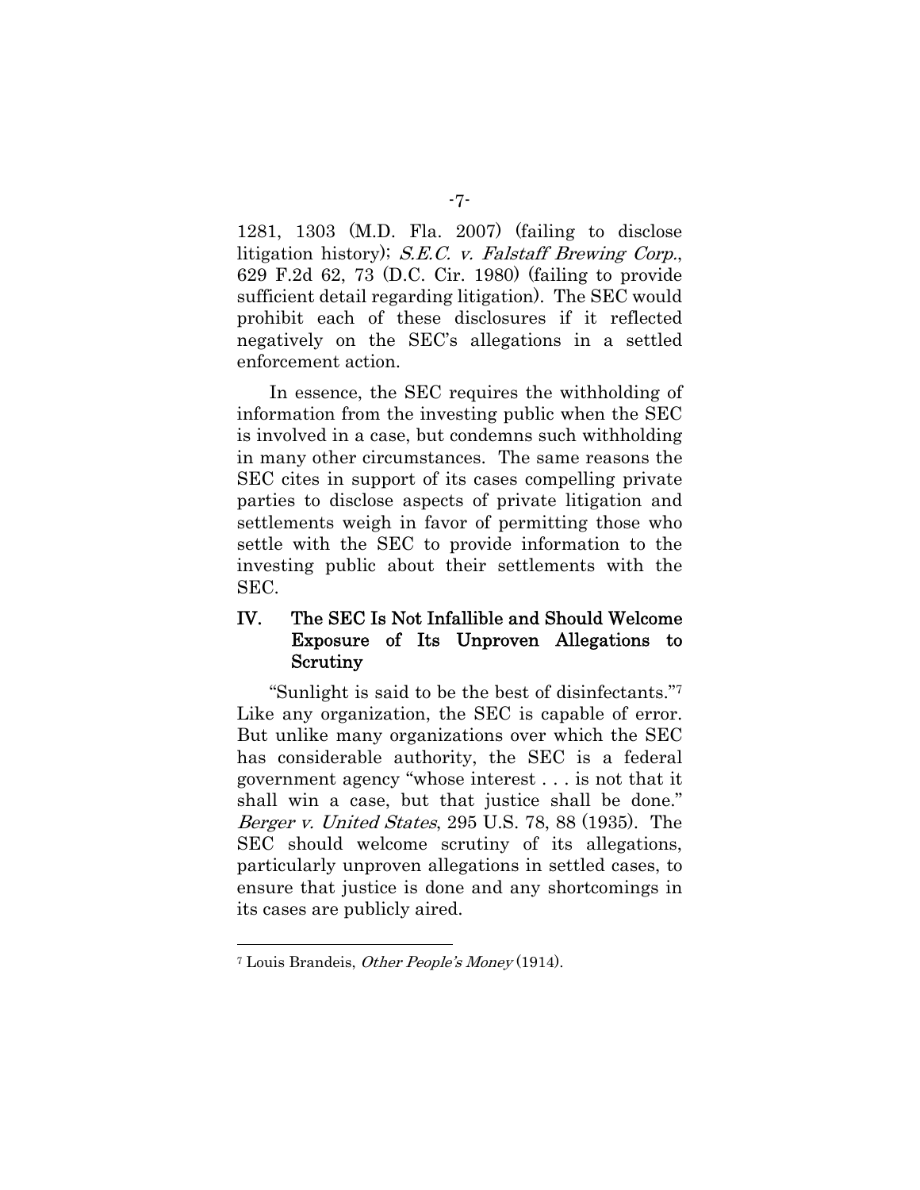1281, 1303 (M.D. Fla. 2007) (failing to disclose litigation history); *S.E.C. v. Falstaff Brewing Corp.*, 629 F.2d 62, 73 (D.C. Cir. 1980) (failing to provide sufficient detail regarding litigation). The SEC would prohibit each of these disclosures if it reflected negatively on the SEC's allegations in a settled enforcement action.

In essence, the SEC requires the withholding of information from the investing public when the SEC is involved in a case, but condemns such withholding in many other circumstances. The same reasons the SEC cites in support of its cases compelling private parties to disclose aspects of private litigation and settlements weigh in favor of permitting those who settle with the SEC to provide information to the investing public about their settlements with the SEC.

## IV. The SEC Is Not Infallible and Should Welcome Exposure of Its Unproven Allegations to Scrutiny

"Sunlight is said to be the best of disinfectants."[7] Like any organization, the SEC is capable of error. But unlike many organizations over which the SEC has considerable authority, the SEC is a federal government agency "whose interest . . . is not that it shall win a case, but that justice shall be done." *Berger v. United States*, 295 U.S. 78, 88 (1935). The SEC should welcome scrutiny of its allegations, particularly unproven allegations in settled cases, to ensure that justice is done and any shortcomings in its cases are publicly aired.

---

[7] Louis Brandeis, *Other People's Money* (1914).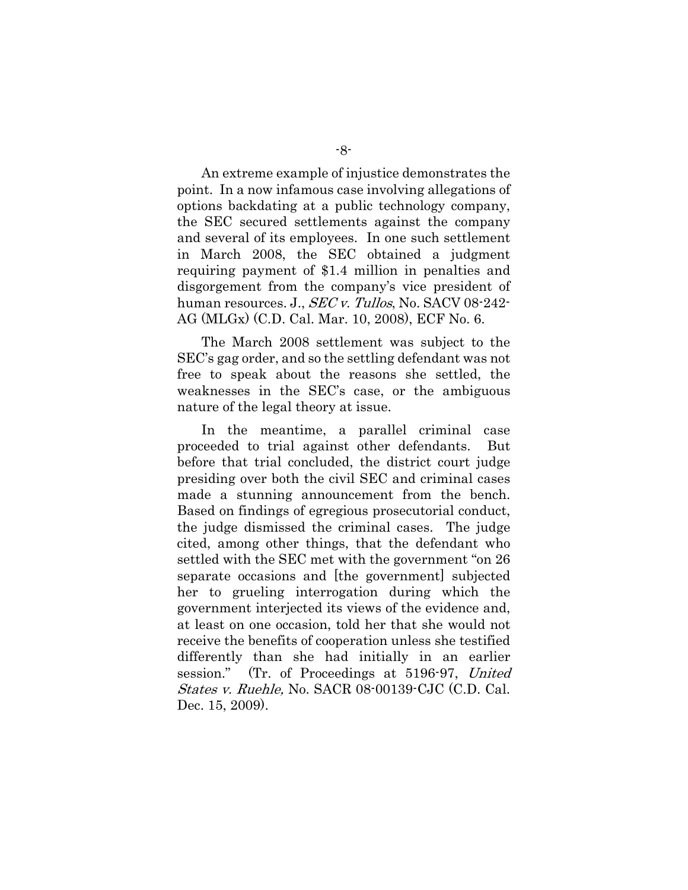An extreme example of injustice demonstrates the point. In a now infamous case involving allegations of options backdating at a public technology company, the SEC secured settlements against the company and several of its employees. In one such settlement in March 2008, the SEC obtained a judgment requiring payment of $1.4 million in penalties and disgorgement from the company's vice president of human resources. J., *SEC v. Tullos*, No. SACV 08-242-AG (MLGx) (C.D. Cal. Mar. 10, 2008), ECF No. 6.

The March 2008 settlement was subject to the SEC's gag order, and so the settling defendant was not free to speak about the reasons she settled, the weaknesses in the SEC's case, or the ambiguous nature of the legal theory at issue.

In the meantime, a parallel criminal case proceeded to trial against other defendants. But before that trial concluded, the district court judge presiding over both the civil SEC and criminal cases made a stunning announcement from the bench. Based on findings of egregious prosecutorial conduct, the judge dismissed the criminal cases. The judge cited, among other things, that the defendant who settled with the SEC met with the government "on 26 separate occasions and [the government] subjected her to grueling interrogation during which the government interjected its views of the evidence and, at least on one occasion, told her that she would not receive the benefits of cooperation unless she testified differently than she had initially in an earlier session." (Tr. of Proceedings at 5196-97, *United States v. Ruehle,* No. SACR 08-00139-CJC (C.D. Cal. Dec. 15, 2009).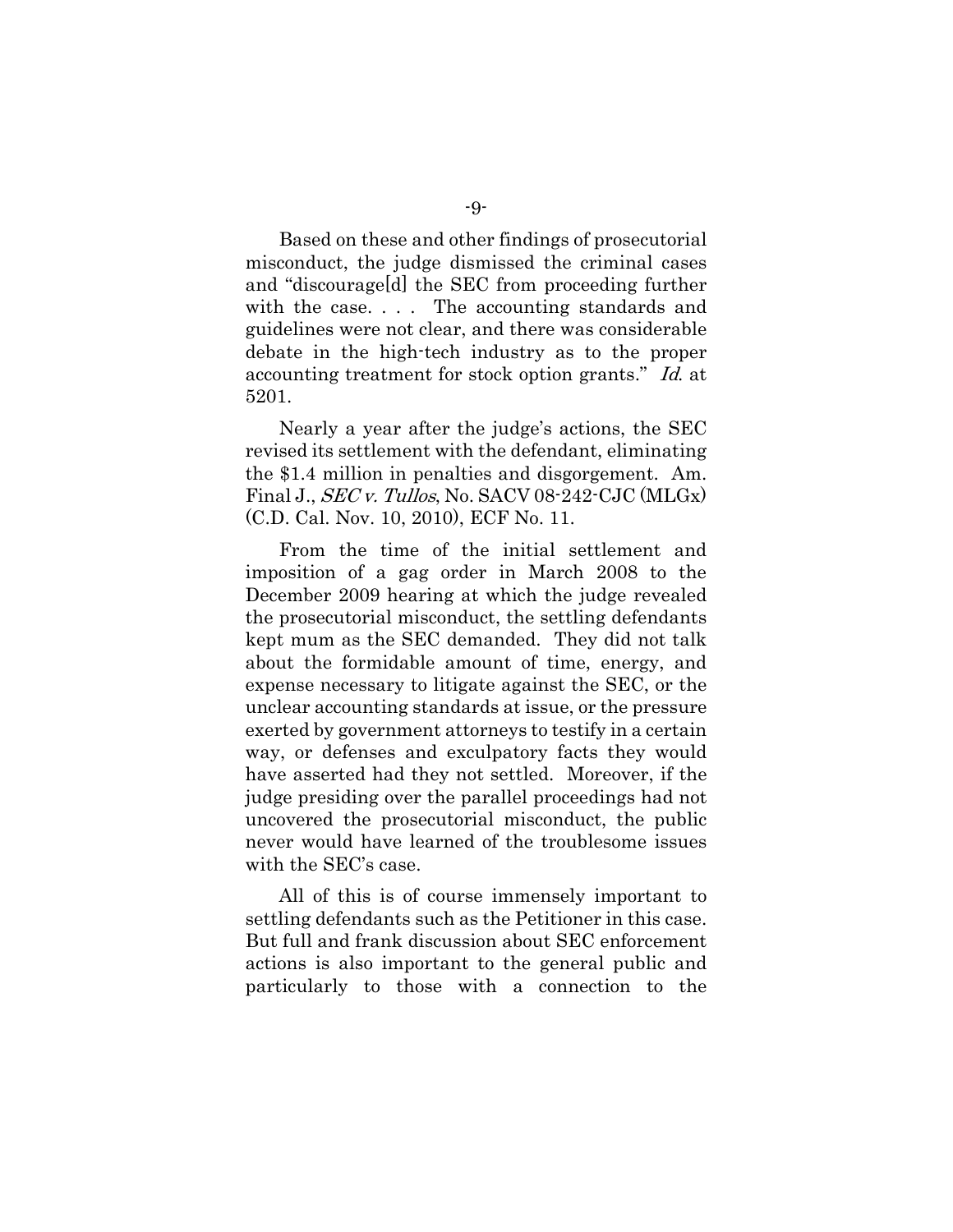Based on these and other findings of prosecutorial misconduct, the judge dismissed the criminal cases and "discourage[d] the SEC from proceeding further with the case. . . . The accounting standards and guidelines were not clear, and there was considerable debate in the high-tech industry as to the proper accounting treatment for stock option grants." *Id.* at 5201.

Nearly a year after the judge's actions, the SEC revised its settlement with the defendant, eliminating the $1.4 million in penalties and disgorgement. Am. Final J., *SEC v. Tullos*, No. SACV 08-242-CJC (MLGx) (C.D. Cal. Nov. 10, 2010), ECF No. 11.

From the time of the initial settlement and imposition of a gag order in March 2008 to the December 2009 hearing at which the judge revealed the prosecutorial misconduct, the settling defendants kept mum as the SEC demanded. They did not talk about the formidable amount of time, energy, and expense necessary to litigate against the SEC, or the unclear accounting standards at issue, or the pressure exerted by government attorneys to testify in a certain way, or defenses and exculpatory facts they would have asserted had they not settled. Moreover, if the judge presiding over the parallel proceedings had not uncovered the prosecutorial misconduct, the public never would have learned of the troublesome issues with the SEC's case.

All of this is of course immensely important to settling defendants such as the Petitioner in this case. But full and frank discussion about SEC enforcement actions is also important to the general public and particularly to those with a connection to the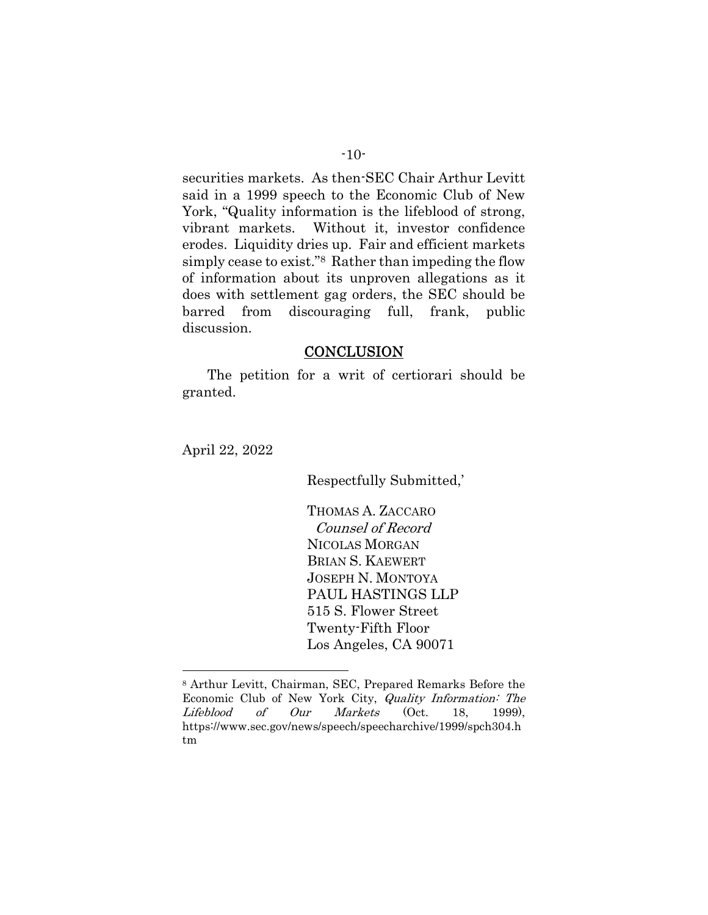securities markets. As then-SEC Chair Arthur Levitt said in a 1999 speech to the Economic Club of New York, "Quality information is the lifeblood of strong, vibrant markets. Without it, investor confidence erodes. Liquidity dries up. Fair and efficient markets simply cease to exist."[8] Rather than impeding the flow of information about its unproven allegations as it does with settlement gag orders, the SEC should be barred from discouraging full, frank, public discussion.

## CONCLUSION

The petition for a writ of certiorari should be granted.

April 22, 2022

Respectfully Submitted,'

THOMAS A. ZACCARO
*Counsel of Record*
NICOLAS MORGAN
BRIAN S. KAEWERT
JOSEPH N. MONTOYA
PAUL HASTINGS LLP
515 S. Flower Street
Twenty-Fifth Floor
Los Angeles, CA 90071

---

[8] Arthur Levitt, Chairman, SEC, Prepared Remarks Before the Economic Club of New York City, *Quality Information: The Lifeblood of Our Markets* (Oct. 18, 1999), https://www.sec.gov/news/speech/speecharchive/1999/spch304.htm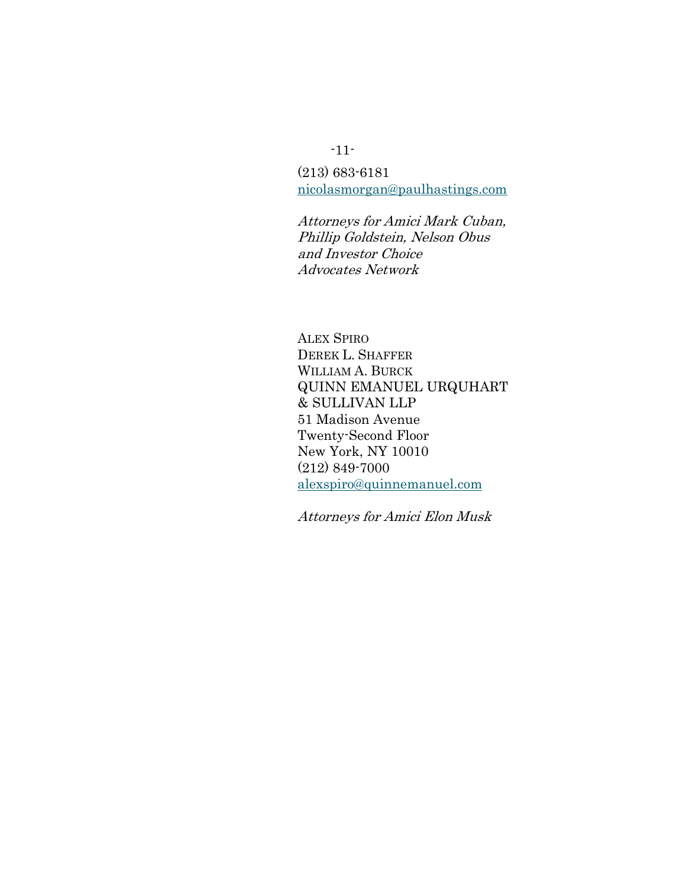(213) 683-6181
nicolasmorgan@paulhastings.com

*Attorneys for Amici Mark Cuban, Phillip Goldstein, Nelson Obus and Investor Choice Advocates Network*

ALEX SPIRO
DEREK L. SHAFFER
WILLIAM A. BURCK
QUINN EMANUEL URQUHART & SULLIVAN LLP
51 Madison Avenue
Twenty-Second Floor
New York, NY 10010
(212) 849-7000
alexspiro@quinnemanuel.com

*Attorneys for Amici Elon Musk*